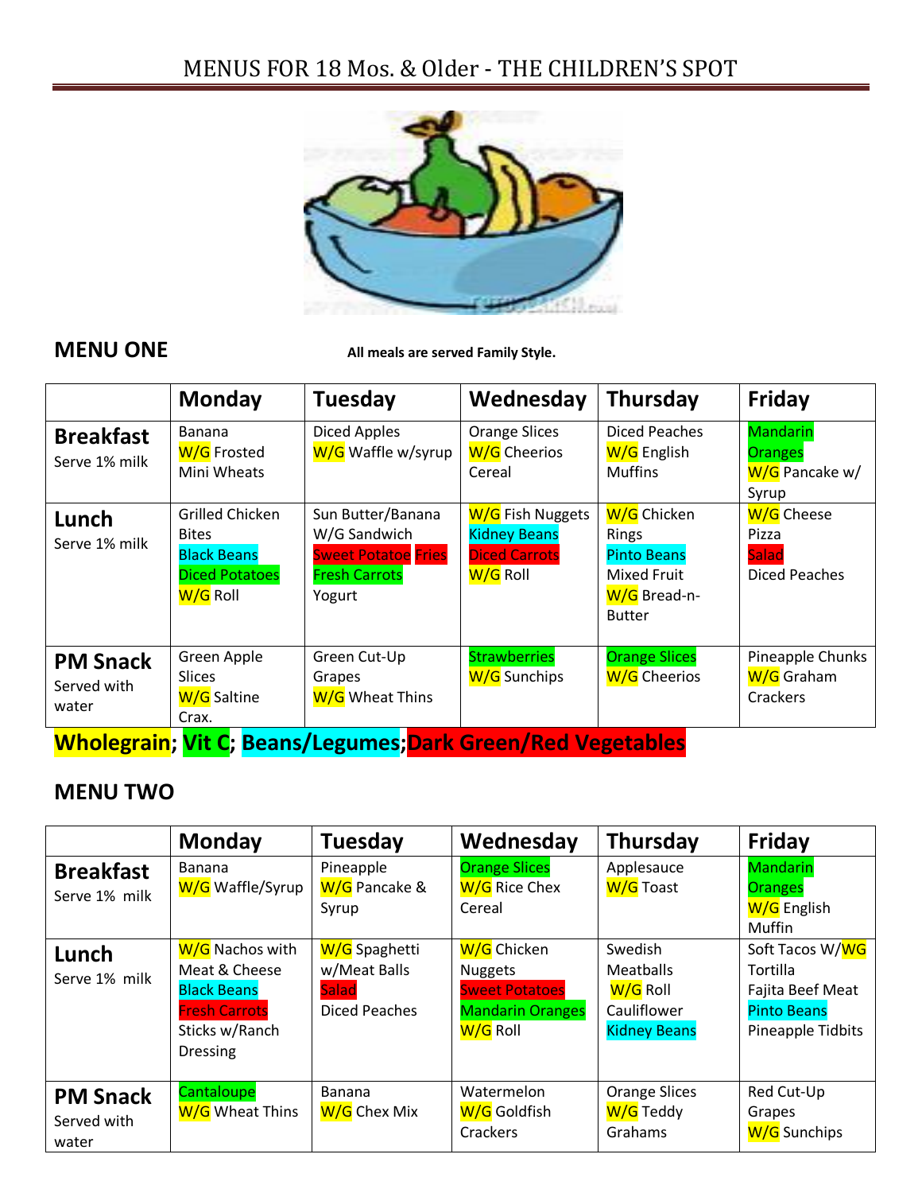# MENUS FOR 18 Mos. & Older - THE CHILDREN'S SPOT

## MENU ONE

**All meals are served Family Style.**

| | Monday | Tuesday | Wednesday | Thursday | Friday |
|---|---|---|---|---|---|
| **Breakfast** Serve 1% milk | Banana W/G Frosted Mini Wheats | Diced Apples W/G Waffle w/syrup | Orange Slices W/G Cheerios Cereal | Diced Peaches W/G English Muffins | Mandarin Oranges W/G Pancake w/ Syrup |
| **Lunch** Serve 1% milk | Grilled Chicken Bites Black Beans Diced Potatoes W/G Roll | Sun Butter/Banana W/G Sandwich Sweet Potatoe Fries Fresh Carrots Yogurt | W/G Fish Nuggets Kidney Beans Diced Carrots W/G Roll | W/G Chicken Rings Pinto Beans Mixed Fruit W/G Bread-n-Butter | W/G Cheese Pizza Salad Diced Peaches |
| **PM Snack** Served with water | Green Apple Slices W/G Saltine Crax. | Green Cut-Up Grapes W/G Wheat Thins | Strawberries W/G Sunchips | Orange Slices W/G Cheerios | Pineapple Chunks W/G Graham Crackers |

**Wholegrain; Vit C; Beans/Legumes; Dark Green/Red Vegetables**

## MENU TWO

| | Monday | Tuesday | Wednesday | Thursday | Friday |
|---|---|---|---|---|---|
| **Breakfast** Serve 1% milk | Banana W/G Waffle/Syrup | Pineapple W/G Pancake & Syrup | Orange Slices W/G Rice Chex Cereal | Applesauce W/G Toast | Mandarin Oranges W/G English Muffin |
| **Lunch** Serve 1% milk | W/G Nachos with Meat & Cheese Black Beans Fresh Carrots Sticks w/Ranch Dressing | W/G Spaghetti w/Meat Balls Salad Diced Peaches | W/G Chicken Nuggets Sweet Potatoes Mandarin Oranges W/G Roll | Swedish Meatballs W/G Roll Cauliflower Kidney Beans | Soft Tacos W/WG Tortilla Fajita Beef Meat Pinto Beans Pineapple Tidbits |
| **PM Snack** Served with water | Cantaloupe W/G Wheat Thins | Banana W/G Chex Mix | Watermelon W/G Goldfish Crackers | Orange Slices W/G Teddy Grahams | Red Cut-Up Grapes W/G Sunchips |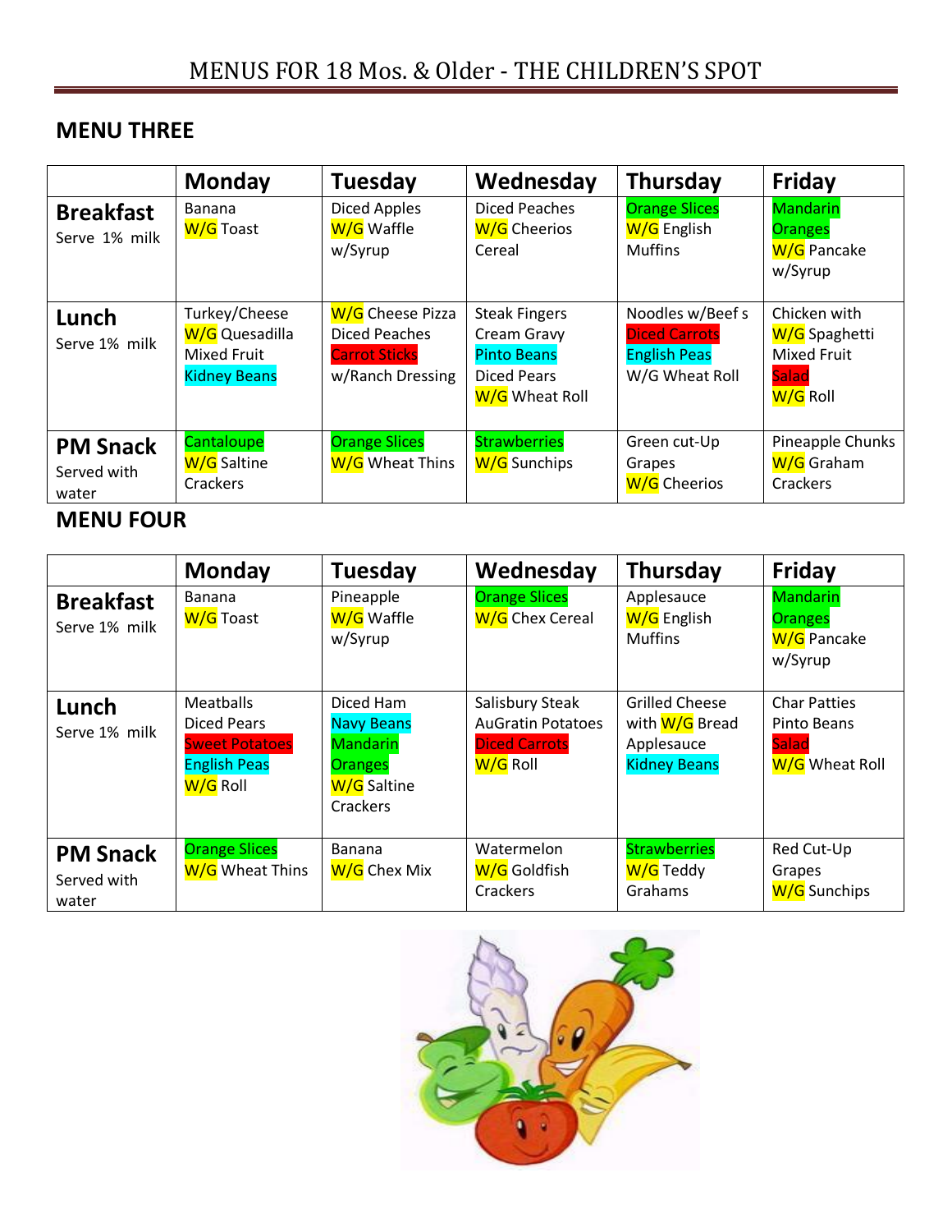# MENUS FOR 18 Mos. & Older - THE CHILDREN'S SPOT

## MENU THREE

| | Monday | Tuesday | Wednesday | Thursday | Friday |
|---|---|---|---|---|---|
| **Breakfast** Serve 1% milk | Banana W/G Toast | Diced Apples W/G Waffle w/Syrup | Diced Peaches W/G Cheerios Cereal | Orange Slices W/G English Muffins | Mandarin Oranges W/G Pancake w/Syrup |
| **Lunch** Serve 1% milk | Turkey/Cheese W/G Quesadilla Mixed Fruit Kidney Beans | W/G Cheese Pizza Diced Peaches Carrot Sticks w/Ranch Dressing | Steak Fingers Cream Gravy Pinto Beans Diced Pears W/G Wheat Roll | Noodles w/Beef s Diced Carrots English Peas W/G Wheat Roll | Chicken with W/G Spaghetti Mixed Fruit Salad W/G Roll |
| **PM Snack** Served with water | Cantaloupe W/G Saltine Crackers | Orange Slices W/G Wheat Thins | Strawberries W/G Sunchips | Green cut-Up Grapes W/G Cheerios | Pineapple Chunks W/G Graham Crackers |

## MENU FOUR

| | Monday | Tuesday | Wednesday | Thursday | Friday |
|---|---|---|---|---|---|
| **Breakfast** Serve 1% milk | Banana W/G Toast | Pineapple W/G Waffle w/Syrup | Orange Slices W/G Chex Cereal | Applesauce W/G English Muffins | Mandarin Oranges W/G Pancake w/Syrup |
| **Lunch** Serve 1% milk | Meatballs Diced Pears Sweet Potatoes English Peas W/G Roll | Diced Ham Navy Beans Mandarin Oranges W/G Saltine Crackers | Salisbury Steak AuGratin Potatoes Diced Carrots W/G Roll | Grilled Cheese with W/G Bread Applesauce Kidney Beans | Char Patties Pinto Beans Salad W/G Wheat Roll |
| **PM Snack** Served with water | Orange Slices W/G Wheat Thins | Banana W/G Chex Mix | Watermelon W/G Goldfish Crackers | Strawberries W/G Teddy Grahams | Red Cut-Up Grapes W/G Sunchips |